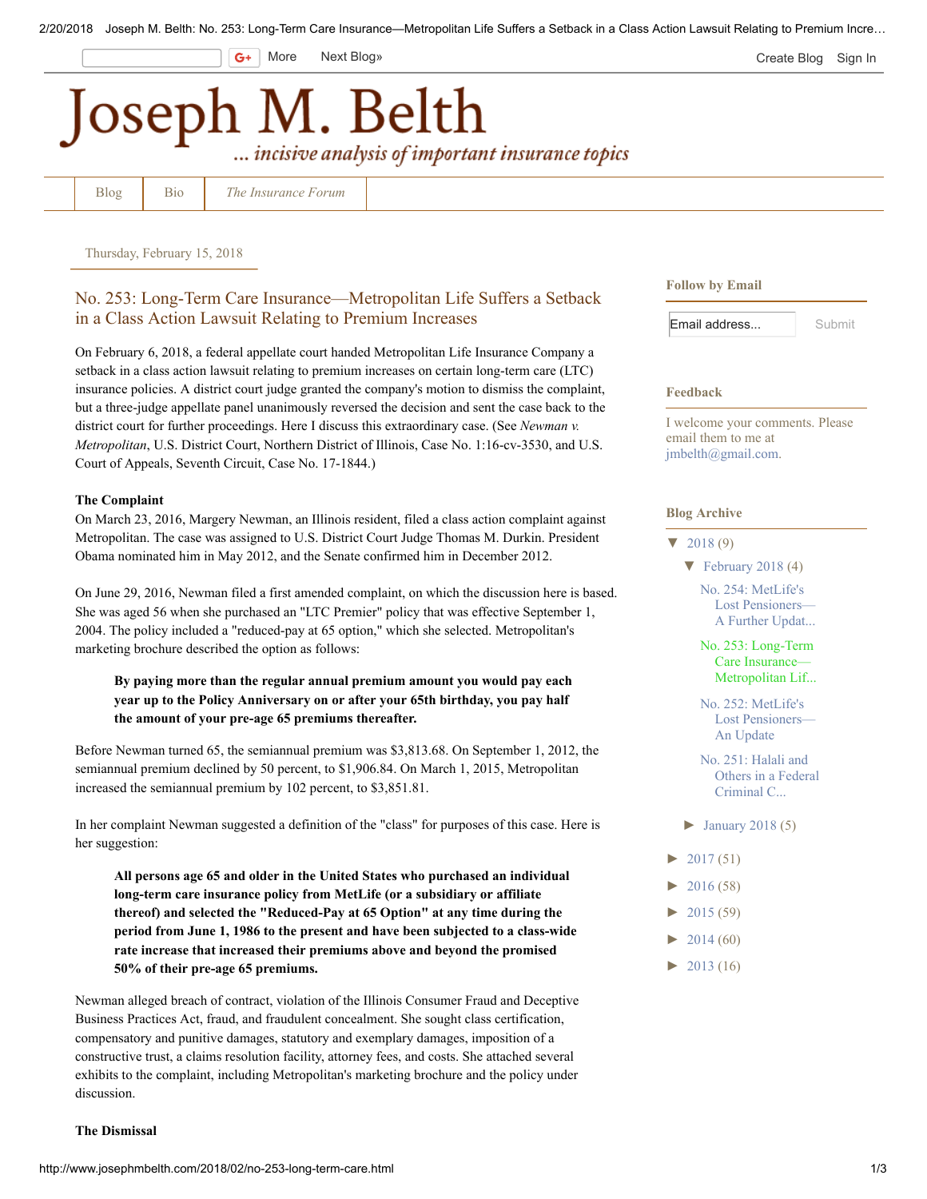# Joseph M. Belth

*... incisive analysis of important insurance topics*

Thursday, February 15, 2018

## No. 253: Long-Term Care Insurance—Metropolitan Life Suffers a Setback in a Class Action Lawsuit Relating to Premium Increases

On February 6, 2018, a federal appellate court handed Metropolitan Life Insurance Company a setback in a class action lawsuit relating to premium increases on certain long-term care (LTC) insurance policies. A district court judge granted the company's motion to dismiss the complaint, but a three-judge appellate panel unanimously reversed the decision and sent the case back to the district court for further proceedings. Here I discuss this extraordinary case. (See *Newman v. Metropolitan*, U.S. District Court, Northern District of Illinois, Case No. 1:16-cv-3530, and U.S. Court of Appeals, Seventh Circuit, Case No. 17-1844.)

**The Complaint**

On March 23, 2016, Margery Newman, an Illinois resident, filed a class action complaint against Metropolitan. The case was assigned to U.S. District Court Judge Thomas M. Durkin. President Obama nominated him in May 2012, and the Senate confirmed him in December 2012.

On June 29, 2016, Newman filed a first amended complaint, on which the discussion here is based. She was aged 56 when she purchased an "LTC Premier" policy that was effective September 1, 2004. The policy included a "reduced-pay at 65 option," which she selected. Metropolitan's marketing brochure described the option as follows:

> **By paying more than the regular annual premium amount you would pay each year up to the Policy Anniversary on or after your 65th birthday, you pay half the amount of your pre-age 65 premiums thereafter.**

Before Newman turned 65, the semiannual premium was $3,813.68. On September 1, 2012, the semiannual premium declined by 50 percent, to $1,906.84. On March 1, 2015, Metropolitan increased the semiannual premium by 102 percent, to $3,851.81.

In her complaint Newman suggested a definition of the "class" for purposes of this case. Here is her suggestion:

> **All persons age 65 and older in the United States who purchased an individual long-term care insurance policy from MetLife (or a subsidiary or affiliate thereof) and selected the "Reduced-Pay at 65 Option" at any time during the period from June 1, 1986 to the present and have been subjected to a class-wide rate increase that increased their premiums above and beyond the promised 50% of their pre-age 65 premiums.**

Newman alleged breach of contract, violation of the Illinois Consumer Fraud and Deceptive Business Practices Act, fraud, and fraudulent concealment. She sought class certification, compensatory and punitive damages, statutory and exemplary damages, imposition of a constructive trust, a claims resolution facility, attorney fees, and costs. She attached several exhibits to the complaint, including Metropolitan's marketing brochure and the policy under discussion.

**The Dismissal**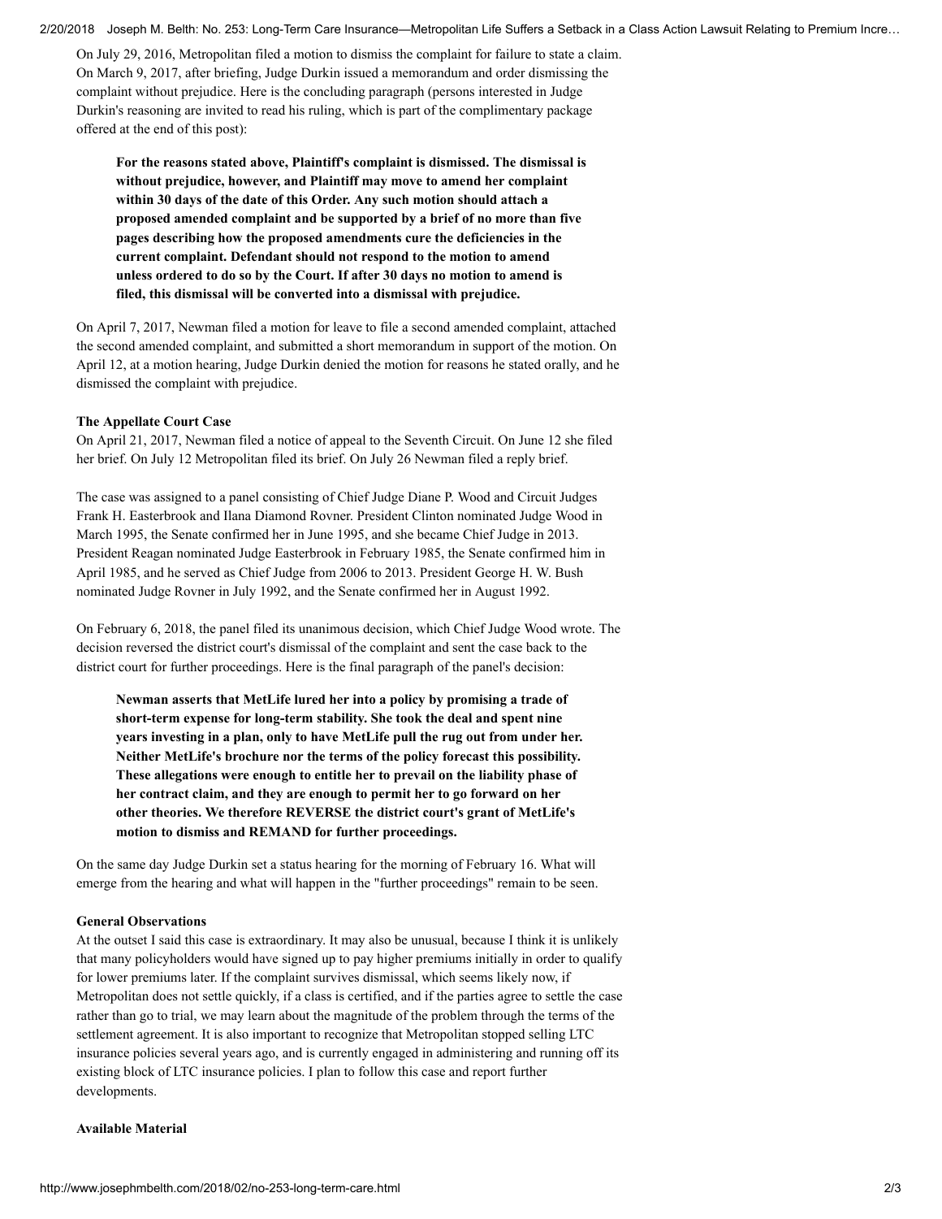On July 29, 2016, Metropolitan filed a motion to dismiss the complaint for failure to state a claim. On March 9, 2017, after briefing, Judge Durkin issued a memorandum and order dismissing the complaint without prejudice. Here is the concluding paragraph (persons interested in Judge Durkin's reasoning are invited to read his ruling, which is part of the complimentary package offered at the end of this post):

> **For the reasons stated above, Plaintiff's complaint is dismissed. The dismissal is without prejudice, however, and Plaintiff may move to amend her complaint within 30 days of the date of this Order. Any such motion should attach a proposed amended complaint and be supported by a brief of no more than five pages describing how the proposed amendments cure the deficiencies in the current complaint. Defendant should not respond to the motion to amend unless ordered to do so by the Court. If after 30 days no motion to amend is filed, this dismissal will be converted into a dismissal with prejudice.**

On April 7, 2017, Newman filed a motion for leave to file a second amended complaint, attached the second amended complaint, and submitted a short memorandum in support of the motion. On April 12, at a motion hearing, Judge Durkin denied the motion for reasons he stated orally, and he dismissed the complaint with prejudice.

**The Appellate Court Case**

On April 21, 2017, Newman filed a notice of appeal to the Seventh Circuit. On June 12 she filed her brief. On July 12 Metropolitan filed its brief. On July 26 Newman filed a reply brief.

The case was assigned to a panel consisting of Chief Judge Diane P. Wood and Circuit Judges Frank H. Easterbrook and Ilana Diamond Rovner. President Clinton nominated Judge Wood in March 1995, the Senate confirmed her in June 1995, and she became Chief Judge in 2013. President Reagan nominated Judge Easterbrook in February 1985, the Senate confirmed him in April 1985, and he served as Chief Judge from 2006 to 2013. President George H. W. Bush nominated Judge Rovner in July 1992, and the Senate confirmed her in August 1992.

On February 6, 2018, the panel filed its unanimous decision, which Chief Judge Wood wrote. The decision reversed the district court's dismissal of the complaint and sent the case back to the district court for further proceedings. Here is the final paragraph of the panel's decision:

> **Newman asserts that MetLife lured her into a policy by promising a trade of short-term expense for long-term stability. She took the deal and spent nine years investing in a plan, only to have MetLife pull the rug out from under her. Neither MetLife's brochure nor the terms of the policy forecast this possibility. These allegations were enough to entitle her to prevail on the liability phase of her contract claim, and they are enough to permit her to go forward on her other theories. We therefore REVERSE the district court's grant of MetLife's motion to dismiss and REMAND for further proceedings.**

On the same day Judge Durkin set a status hearing for the morning of February 16. What will emerge from the hearing and what will happen in the "further proceedings" remain to be seen.

**General Observations**

At the outset I said this case is extraordinary. It may also be unusual, because I think it is unlikely that many policyholders would have signed up to pay higher premiums initially in order to qualify for lower premiums later. If the complaint survives dismissal, which seems likely now, if Metropolitan does not settle quickly, if a class is certified, and if the parties agree to settle the case rather than go to trial, we may learn about the magnitude of the problem through the terms of the settlement agreement. It is also important to recognize that Metropolitan stopped selling LTC insurance policies several years ago, and is currently engaged in administering and running off its existing block of LTC insurance policies. I plan to follow this case and report further developments.

**Available Material**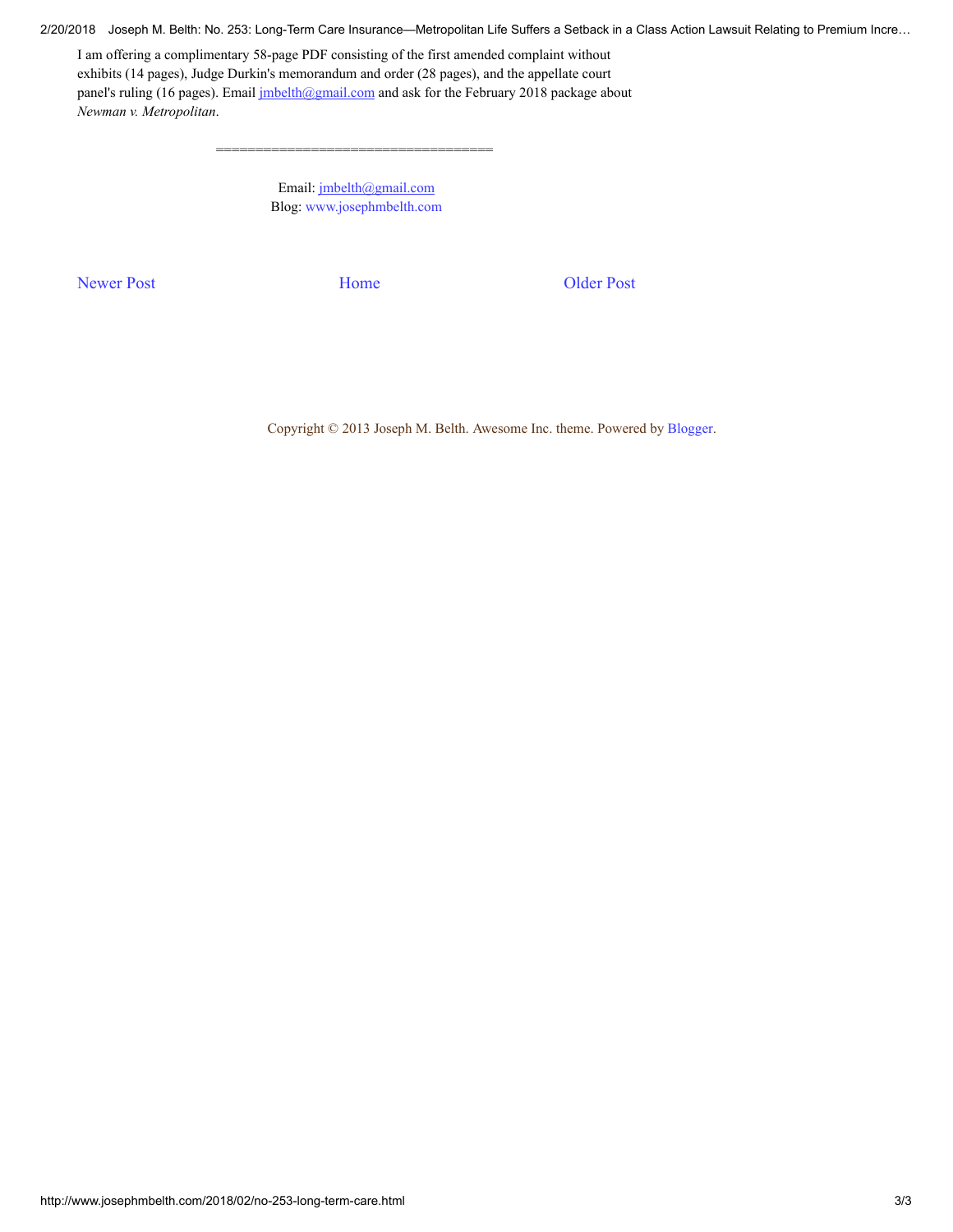I am offering a complimentary 58-page PDF consisting of the first amended complaint without exhibits (14 pages), Judge Durkin's memorandum and order (28 pages), and the appellate court panel's ruling (16 pages). Email jmbelth@gmail.com and ask for the February 2018 package about *Newman v. Metropolitan*.

==================================

Email: jmbelth@gmail.com
Blog: www.josephmbelth.com

Newer Post　　Home　　Older Post

Copyright © 2013 Joseph M. Belth. Awesome Inc. theme. Powered by Blogger.